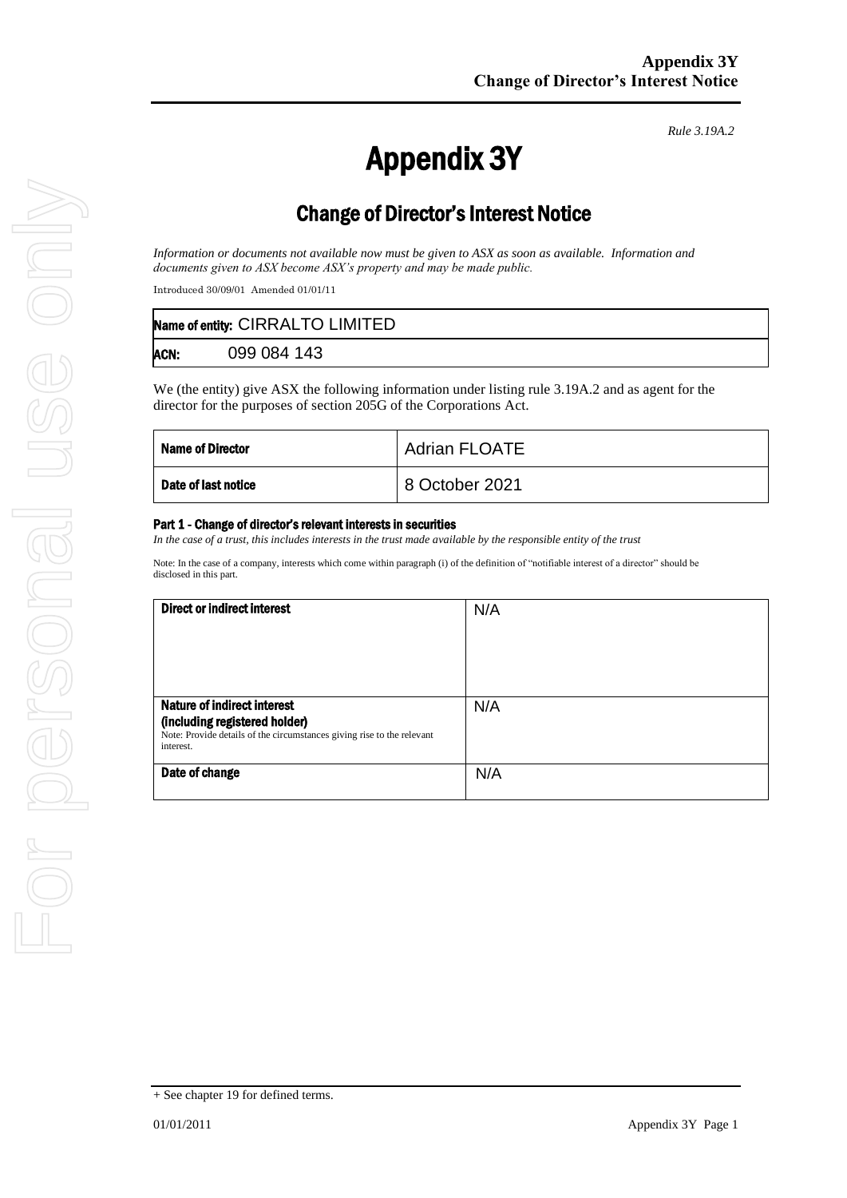*Rule 3.19A.2*

# Appendix 3Y

## Change of Director's Interest Notice

*Information or documents not available now must be given to ASX as soon as available. Information and documents given to ASX become ASX's property and may be made public.*

Introduced 30/09/01 Amended 01/01/11

| Name of entity: CIRRALTO LIMITED |
|---|
| ACN: 099 084 143 |

We (the entity) give ASX the following information under listing rule 3.19A.2 and as agent for the director for the purposes of section 205G of the Corporations Act.

| Name of Director | Adrian FLOATE |
|---|---|
| Date of last notice | 8 October 2021 |

#### Part 1 - Change of director's relevant interests in securities

*In the case of a trust, this includes interests in the trust made available by the responsible entity of the trust*

Note: In the case of a company, interests which come within paragraph (i) of the definition of "notifiable interest of a director" should be disclosed in this part.

| Direct or indirect interest | N/A |
|---|---|
| **Nature of indirect interest (including registered holder)**<br>Note: Provide details of the circumstances giving rise to the relevant interest. | N/A |
| **Date of change** | N/A |

+ See chapter 19 for defined terms.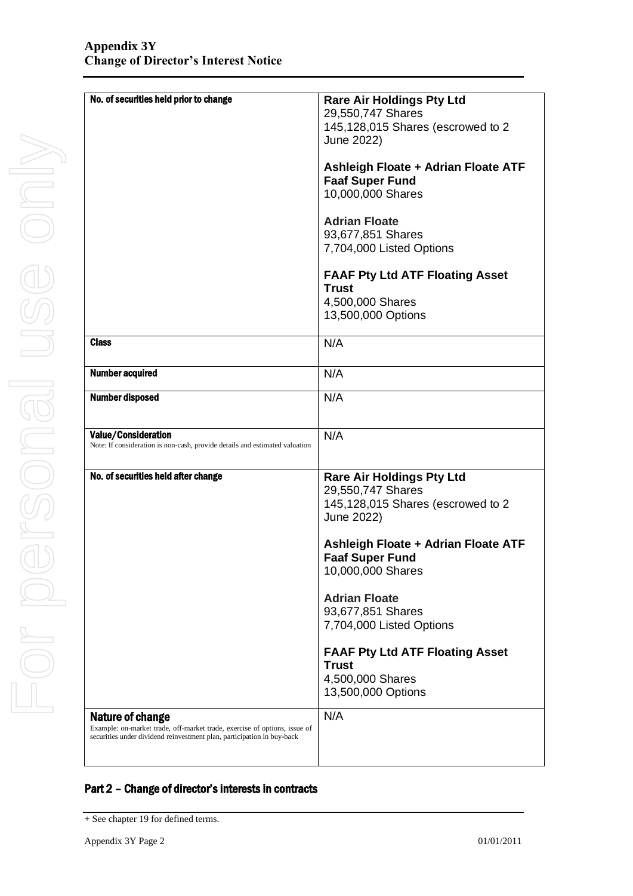| | |
|---|---|
| **No. of securities held prior to change** | **Rare Air Holdings Pty Ltd**<br>29,550,747 Shares<br>145,128,015 Shares (escrowed to 2 June 2022)<br><br>**Ashleigh Floate + Adrian Floate ATF Faaf Super Fund**<br>10,000,000 Shares<br><br>**Adrian Floate**<br>93,677,851 Shares<br>7,704,000 Listed Options<br><br>**FAAF Pty Ltd ATF Floating Asset Trust**<br>4,500,000 Shares<br>13,500,000 Options |
| **Class** | N/A |
| **Number acquired** | N/A |
| **Number disposed** | N/A |
| **Value/Consideration**<br>Note: If consideration is non-cash, provide details and estimated valuation | N/A |
| **No. of securities held after change** | **Rare Air Holdings Pty Ltd**<br>29,550,747 Shares<br>145,128,015 Shares (escrowed to 2 June 2022)<br><br>**Ashleigh Floate + Adrian Floate ATF Faaf Super Fund**<br>10,000,000 Shares<br><br>**Adrian Floate**<br>93,677,851 Shares<br>7,704,000 Listed Options<br><br>**FAAF Pty Ltd ATF Floating Asset Trust**<br>4,500,000 Shares<br>13,500,000 Options |
| **Nature of change**<br>Example: on-market trade, off-market trade, exercise of options, issue of securities under dividend reinvestment plan, participation in buy-back | N/A |

## Part 2 – Change of director's interests in contracts

+ See chapter 19 for defined terms.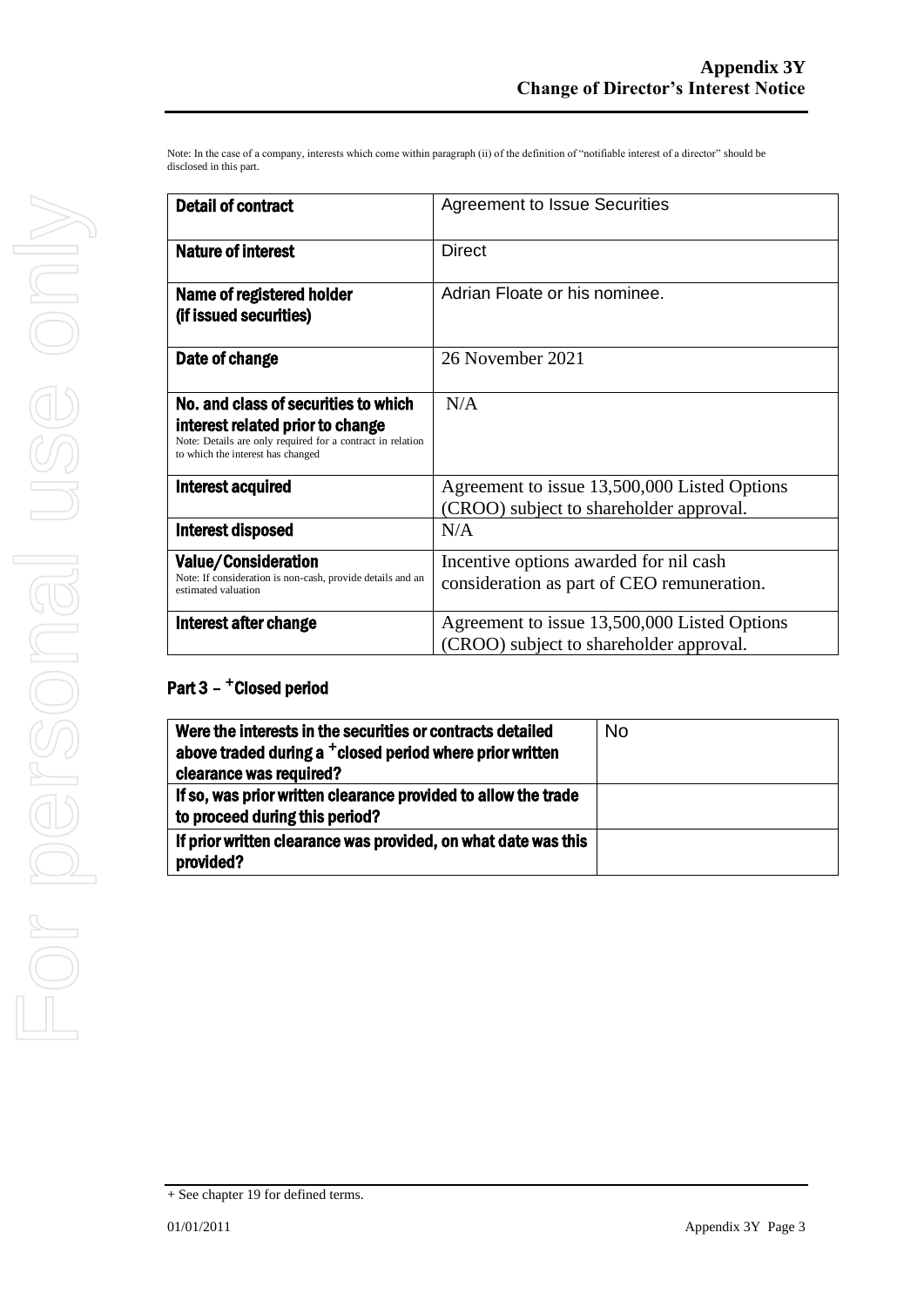Note: In the case of a company, interests which come within paragraph (ii) of the definition of "notifiable interest of a director" should be disclosed in this part.

| | |
|---|---|
| **Detail of contract** | Agreement to Issue Securities |
| **Nature of interest** | Direct |
| **Name of registered holder (if issued securities)** | Adrian Floate or his nominee. |
| **Date of change** | 26 November 2021 |
| **No. and class of securities to which interest related prior to change** Note: Details are only required for a contract in relation to which the interest has changed | N/A |
| **Interest acquired** | Agreement to issue 13,500,000 Listed Options (CROO) subject to shareholder approval. |
| **Interest disposed** | N/A |
| **Value/Consideration** Note: If consideration is non-cash, provide details and an estimated valuation | Incentive options awarded for nil cash consideration as part of CEO remuneration. |
| **Interest after change** | Agreement to issue 13,500,000 Listed Options (CROO) subject to shareholder approval. |

## Part 3 – +Closed period

| | |
|---|---|
| **Were the interests in the securities or contracts detailed above traded during a +closed period where prior written clearance was required?** | No |
| **If so, was prior written clearance provided to allow the trade to proceed during this period?** | |
| **If prior written clearance was provided, on what date was this provided?** | |

+ See chapter 19 for defined terms.